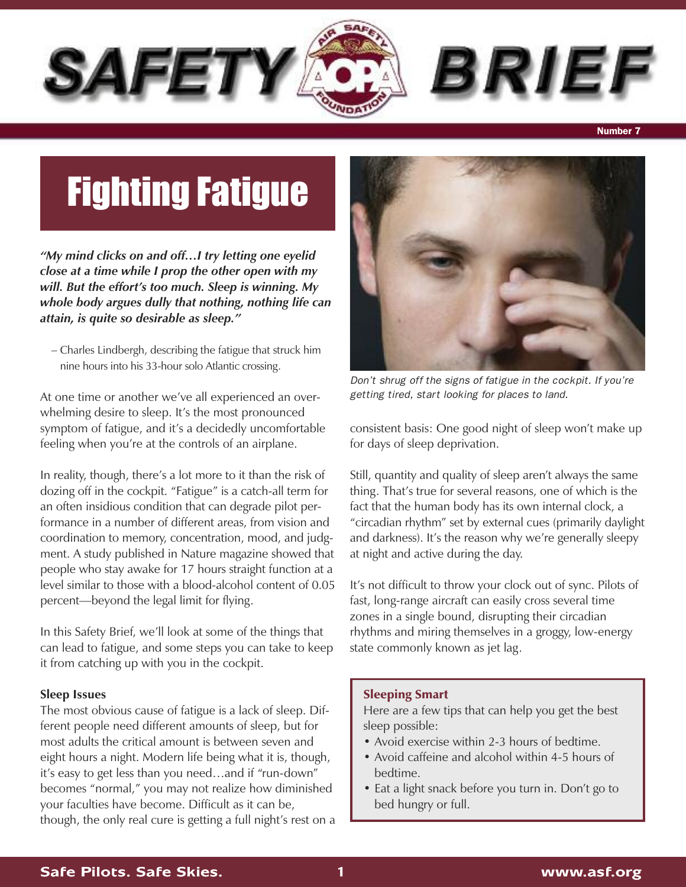# SAFETY BRIEF

Number 7

# Fighting Fatigue

***"My mind clicks on and off…I try letting one eyelid close at a time while I prop the other open with my will. But the effort's too much. Sleep is winning. My whole body argues dully that nothing, nothing life can attain, is quite so desirable as sleep."***

– Charles Lindbergh, describing the fatigue that struck him nine hours into his 33-hour solo Atlantic crossing.

At one time or another we've all experienced an overwhelming desire to sleep. It's the most pronounced symptom of fatigue, and it's a decidedly uncomfortable feeling when you're at the controls of an airplane.

In reality, though, there's a lot more to it than the risk of dozing off in the cockpit. "Fatigue" is a catch-all term for an often insidious condition that can degrade pilot performance in a number of different areas, from vision and coordination to memory, concentration, mood, and judgment. A study published in Nature magazine showed that people who stay awake for 17 hours straight function at a level similar to those with a blood-alcohol content of 0.05 percent—beyond the legal limit for flying.

In this Safety Brief, we'll look at some of the things that can lead to fatigue, and some steps you can take to keep it from catching up with you in the cockpit.

**Sleep Issues**

The most obvious cause of fatigue is a lack of sleep. Different people need different amounts of sleep, but for most adults the critical amount is between seven and eight hours a night. Modern life being what it is, though, it's easy to get less than you need…and if "run-down" becomes "normal," you may not realize how diminished your faculties have become. Difficult as it can be, though, the only real cure is getting a full night's rest on a consistent basis: One good night of sleep won't make up for days of sleep deprivation.

*Don't shrug off the signs of fatigue in the cockpit. If you're getting tired, start looking for places to land.*

Still, quantity and quality of sleep aren't always the same thing. That's true for several reasons, one of which is the fact that the human body has its own internal clock, a "circadian rhythm" set by external cues (primarily daylight and darkness). It's the reason why we're generally sleepy at night and active during the day.

It's not difficult to throw your clock out of sync. Pilots of fast, long-range aircraft can easily cross several time zones in a single bound, disrupting their circadian rhythms and miring themselves in a groggy, low-energy state commonly known as jet lag.

**Sleeping Smart**

Here are a few tips that can help you get the best sleep possible:

- Avoid exercise within 2-3 hours of bedtime.
- Avoid caffeine and alcohol within 4-5 hours of bedtime.
- Eat a light snack before you turn in. Don't go to bed hungry or full.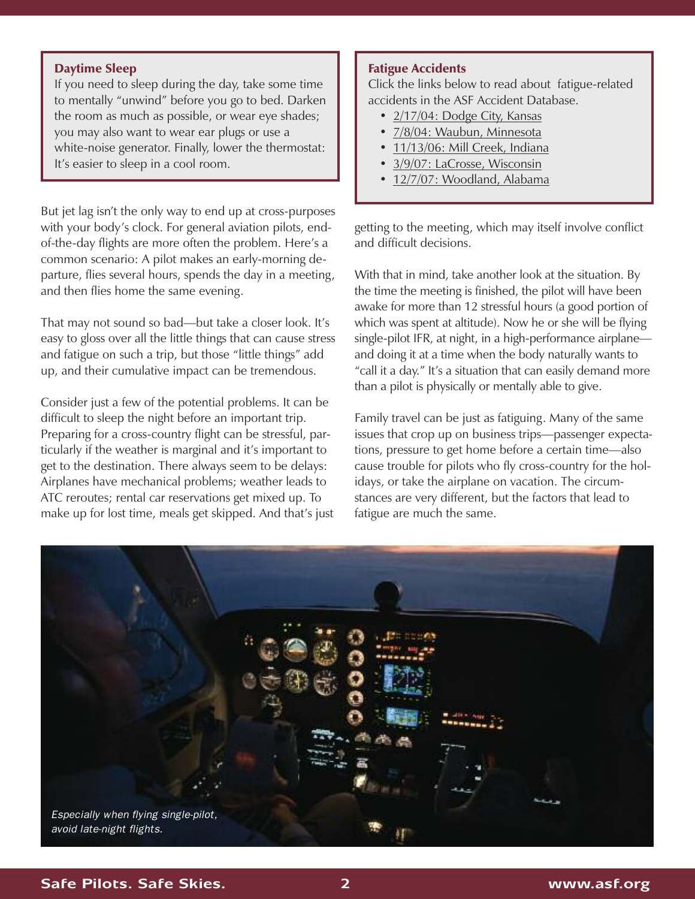### Daytime Sleep

If you need to sleep during the day, take some time to mentally "unwind" before you go to bed. Darken the room as much as possible, or wear eye shades; you may also want to wear ear plugs or use a white-noise generator. Finally, lower the thermostat: It's easier to sleep in a cool room.

### Fatigue Accidents

Click the links below to read about fatigue-related accidents in the ASF Accident Database.

- 2/17/04: Dodge City, Kansas
- 7/8/04: Waubun, Minnesota
- 11/13/06: Mill Creek, Indiana
- 3/9/07: LaCrosse, Wisconsin
- 12/7/07: Woodland, Alabama

But jet lag isn't the only way to end up at cross-purposes with your body's clock. For general aviation pilots, end-of-the-day flights are more often the problem. Here's a common scenario: A pilot makes an early-morning departure, flies several hours, spends the day in a meeting, and then flies home the same evening.

That may not sound so bad—but take a closer look. It's easy to gloss over all the little things that can cause stress and fatigue on such a trip, but those "little things" add up, and their cumulative impact can be tremendous.

Consider just a few of the potential problems. It can be difficult to sleep the night before an important trip. Preparing for a cross-country flight can be stressful, particularly if the weather is marginal and it's important to get to the destination. There always seem to be delays: Airplanes have mechanical problems; weather leads to ATC reroutes; rental car reservations get mixed up. To make up for lost time, meals get skipped. And that's just getting to the meeting, which may itself involve conflict and difficult decisions.

With that in mind, take another look at the situation. By the time the meeting is finished, the pilot will have been awake for more than 12 stressful hours (a good portion of which was spent at altitude). Now he or she will be flying single-pilot IFR, at night, in a high-performance airplane—and doing it at a time when the body naturally wants to "call it a day." It's a situation that can easily demand more than a pilot is physically or mentally able to give.

Family travel can be just as fatiguing. Many of the same issues that crop up on business trips—passenger expectations, pressure to get home before a certain time—also cause trouble for pilots who fly cross-country for the holidays, or take the airplane on vacation. The circumstances are very different, but the factors that lead to fatigue are much the same.

*Especially when flying single-pilot, avoid late-night flights.*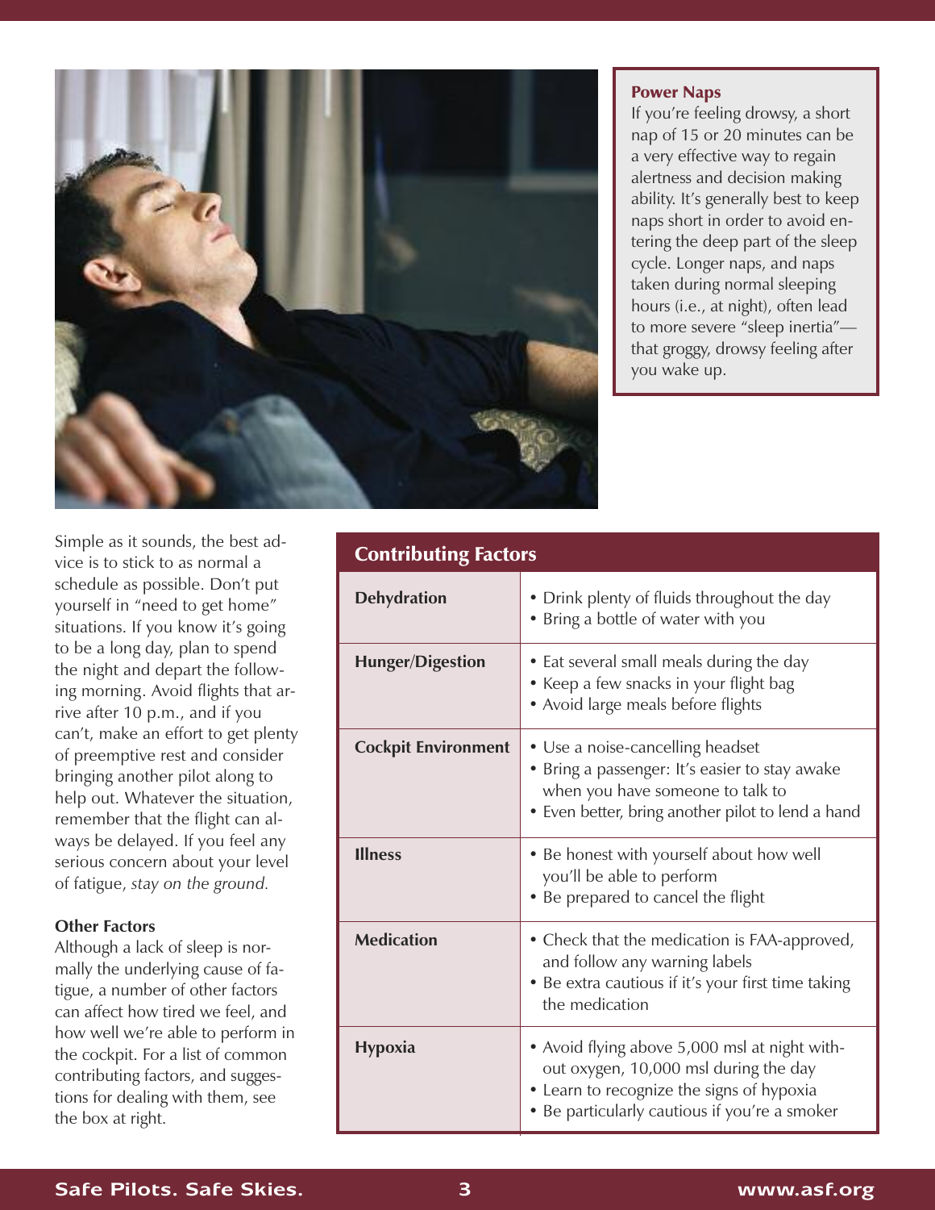### Power Naps

If you're feeling drowsy, a short nap of 15 or 20 minutes can be a very effective way to regain alertness and decision making ability. It's generally best to keep naps short in order to avoid entering the deep part of the sleep cycle. Longer naps, and naps taken during normal sleeping hours (i.e., at night), often lead to more severe "sleep inertia"—that groggy, drowsy feeling after you wake up.

Simple as it sounds, the best advice is to stick to as normal a schedule as possible. Don't put yourself in "need to get home" situations. If you know it's going to be a long day, plan to spend the night and depart the following morning. Avoid flights that arrive after 10 p.m., and if you can't, make an effort to get plenty of preemptive rest and consider bringing another pilot along to help out. Whatever the situation, remember that the flight can always be delayed. If you feel any serious concern about your level of fatigue, *stay on the ground.*

### Other Factors

Although a lack of sleep is normally the underlying cause of fatigue, a number of other factors can affect how tired we feel, and how well we're able to perform in the cockpit. For a list of common contributing factors, and suggestions for dealing with them, see the box at right.

**Contributing Factors**

| Factor | Suggestions |
|---|---|
| **Dehydration** | • Drink plenty of fluids throughout the day<br>• Bring a bottle of water with you |
| **Hunger/Digestion** | • Eat several small meals during the day<br>• Keep a few snacks in your flight bag<br>• Avoid large meals before flights |
| **Cockpit Environment** | • Use a noise-cancelling headset<br>• Bring a passenger: It's easier to stay awake when you have someone to talk to<br>• Even better, bring another pilot to lend a hand |
| **Illness** | • Be honest with yourself about how well you'll be able to perform<br>• Be prepared to cancel the flight |
| **Medication** | • Check that the medication is FAA-approved, and follow any warning labels<br>• Be extra cautious if it's your first time taking the medication |
| **Hypoxia** | • Avoid flying above 5,000 msl at night without oxygen, 10,000 msl during the day<br>• Learn to recognize the signs of hypoxia<br>• Be particularly cautious if you're a smoker |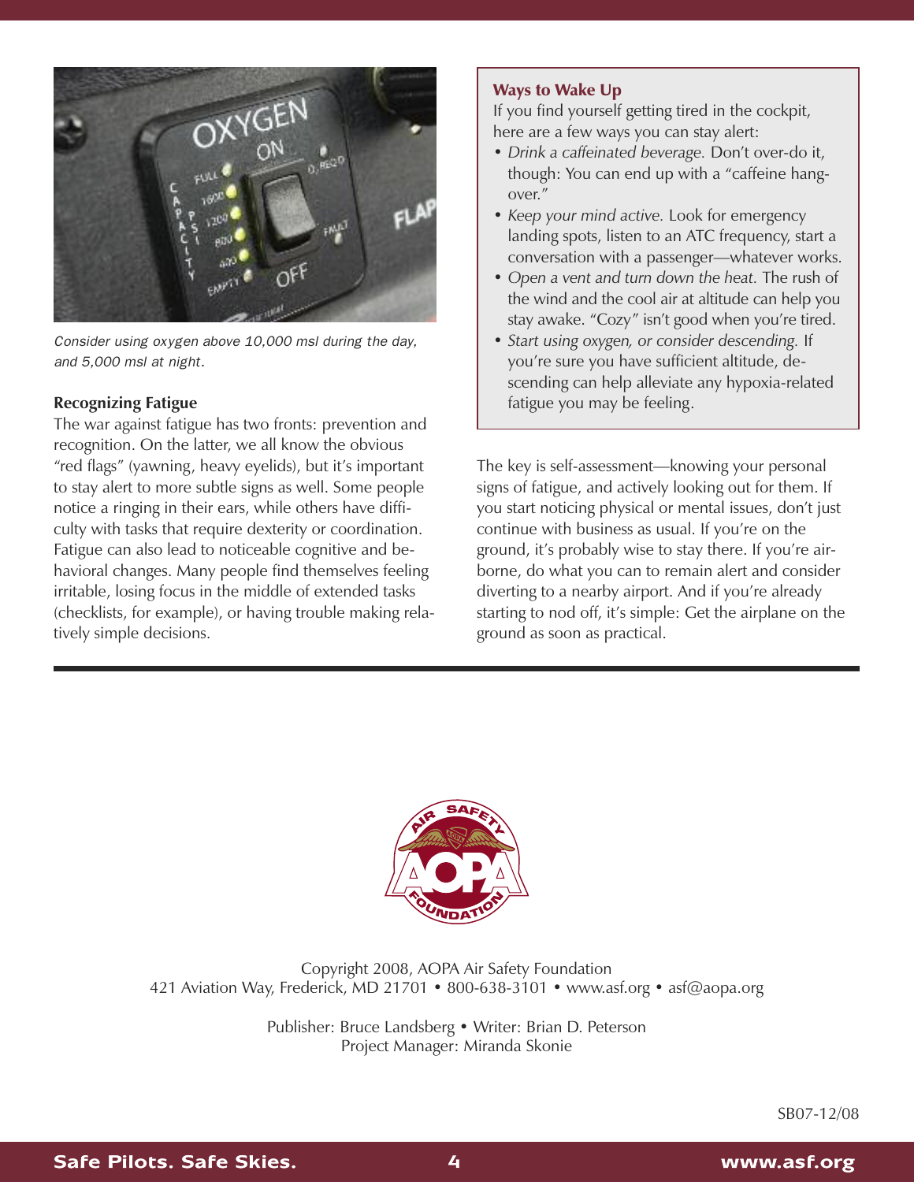Consider using oxygen above 10,000 msl during the day, and 5,000 msl at night.

### Recognizing Fatigue

The war against fatigue has two fronts: prevention and recognition. On the latter, we all know the obvious "red flags" (yawning, heavy eyelids), but it's important to stay alert to more subtle signs as well. Some people notice a ringing in their ears, while others have difficulty with tasks that require dexterity or coordination. Fatigue can also lead to noticeable cognitive and behavioral changes. Many people find themselves feeling irritable, losing focus in the middle of extended tasks (checklists, for example), or having trouble making relatively simple decisions.

> **Ways to Wake Up**
>
> If you find yourself getting tired in the cockpit, here are a few ways you can stay alert:
>
> - *Drink a caffeinated beverage.* Don't over-do it, though: You can end up with a "caffeine hang-over."
> - *Keep your mind active.* Look for emergency landing spots, listen to an ATC frequency, start a conversation with a passenger—whatever works.
> - *Open a vent and turn down the heat.* The rush of the wind and the cool air at altitude can help you stay awake. "Cozy" isn't good when you're tired.
> - *Start using oxygen, or consider descending.* If you're sure you have sufficient altitude, descending can help alleviate any hypoxia-related fatigue you may be feeling.

The key is self-assessment—knowing your personal signs of fatigue, and actively looking out for them. If you start noticing physical or mental issues, don't just continue with business as usual. If you're on the ground, it's probably wise to stay there. If you're airborne, do what you can to remain alert and consider diverting to a nearby airport. And if you're already starting to nod off, it's simple: Get the airplane on the ground as soon as practical.

---

Copyright 2008, AOPA Air Safety Foundation
421 Aviation Way, Frederick, MD 21701 • 800-638-3101 • www.asf.org • asf@aopa.org

Publisher: Bruce Landsberg • Writer: Brian D. Peterson
Project Manager: Miranda Skonie

SB07-12/08